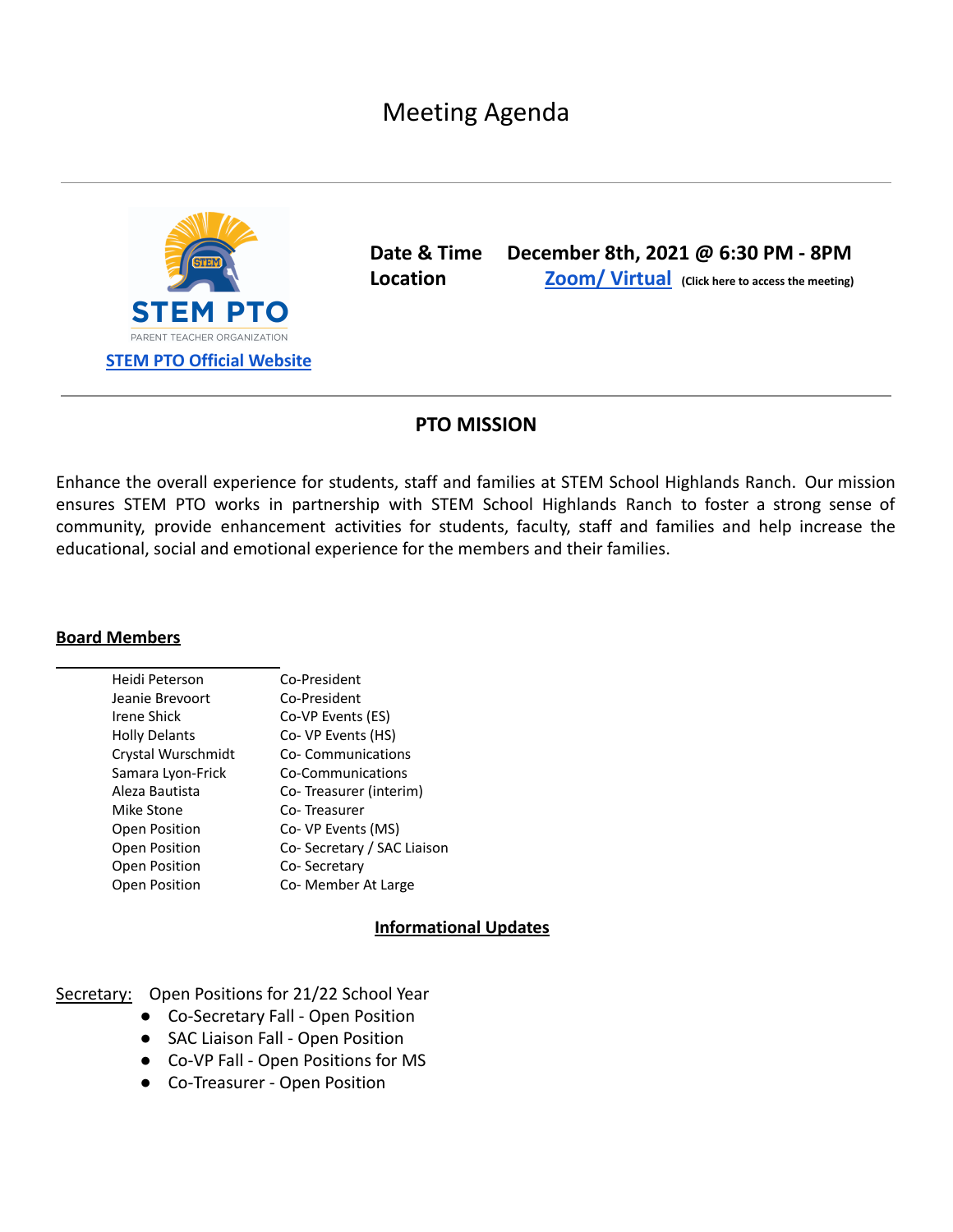# Meeting Agenda

STEM PTO

PARENT TEACHER ORGANIZATION

STEM PTO Official Website

**Date & Time** **December 8th, 2021 @ 6:30 PM - 8PM**

**Location** **Zoom/ Virtual** **(Click here to access the meeting)**

## PTO MISSION

Enhance the overall experience for students, staff and families at STEM School Highlands Ranch. Our mission ensures STEM PTO works in partnership with STEM School Highlands Ranch to foster a strong sense of community, provide enhancement activities for students, faculty, staff and families and help increase the educational, social and emotional experience for the members and their families.

**Board Members**

| | |
|---|---|
| Heidi Peterson | Co-President |
| Jeanie Brevoort | Co-President |
| Irene Shick | Co-VP Events (ES) |
| Holly Delants | Co- VP Events (HS) |
| Crystal Wurschmidt | Co- Communications |
| Samara Lyon-Frick | Co-Communications |
| Aleza Bautista | Co- Treasurer (interim) |
| Mike Stone | Co- Treasurer |
| Open Position | Co- VP Events (MS) |
| Open Position | Co- Secretary / SAC Liaison |
| Open Position | Co- Secretary |
| Open Position | Co- Member At Large |

## Informational Updates

Secretary: Open Positions for 21/22 School Year

- Co-Secretary Fall - Open Position
- SAC Liaison Fall - Open Position
- Co-VP Fall - Open Positions for MS
- Co-Treasurer - Open Position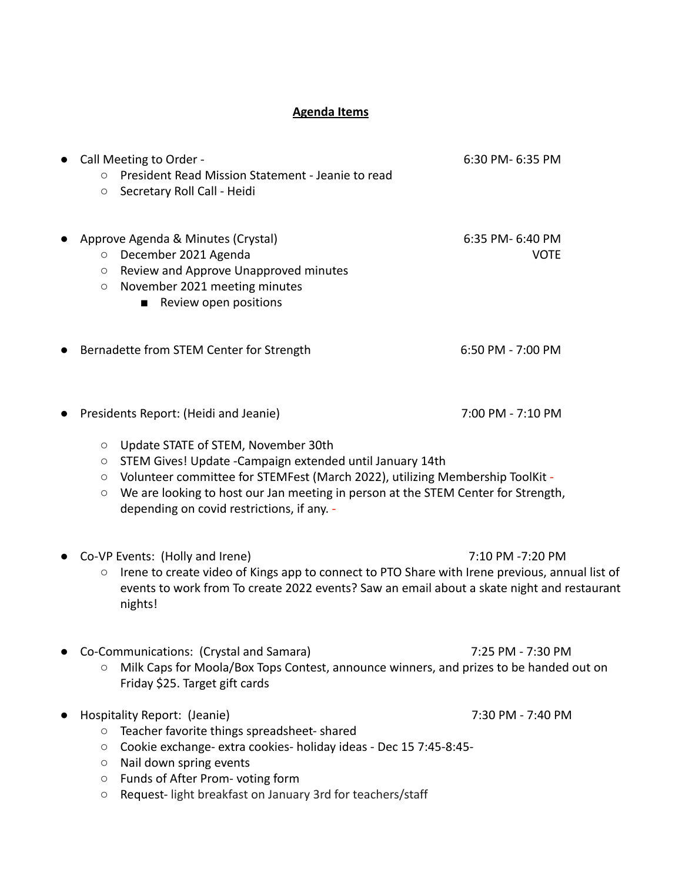## **Agenda Items**

- Call Meeting to Order - 6:30 PM- 6:35 PM
  - President Read Mission Statement - Jeanie to read
  - Secretary Roll Call - Heidi

- Approve Agenda & Minutes (Crystal) 6:35 PM- 6:40 PM
  - December 2021 Agenda VOTE
  - Review and Approve Unapproved minutes
  - November 2021 meeting minutes
    - Review open positions

- Bernadette from STEM Center for Strength 6:50 PM - 7:00 PM

- Presidents Report: (Heidi and Jeanie) 7:00 PM - 7:10 PM
  - Update STATE of STEM, November 30th
  - STEM Gives! Update -Campaign extended until January 14th
  - Volunteer committee for STEMFest (March 2022), utilizing Membership ToolKit -
  - We are looking to host our Jan meeting in person at the STEM Center for Strength, depending on covid restrictions, if any. -

- Co-VP Events: (Holly and Irene) 7:10 PM -7:20 PM
  - Irene to create video of Kings app to connect to PTO Share with Irene previous, annual list of events to work from To create 2022 events? Saw an email about a skate night and restaurant nights!

- Co-Communications: (Crystal and Samara) 7:25 PM - 7:30 PM
  - Milk Caps for Moola/Box Tops Contest, announce winners, and prizes to be handed out on Friday $25. Target gift cards

- Hospitality Report: (Jeanie) 7:30 PM - 7:40 PM
  - Teacher favorite things spreadsheet- shared
  - Cookie exchange- extra cookies- holiday ideas - Dec 15 7:45-8:45-
  - Nail down spring events
  - Funds of After Prom- voting form
  - Request- light breakfast on January 3rd for teachers/staff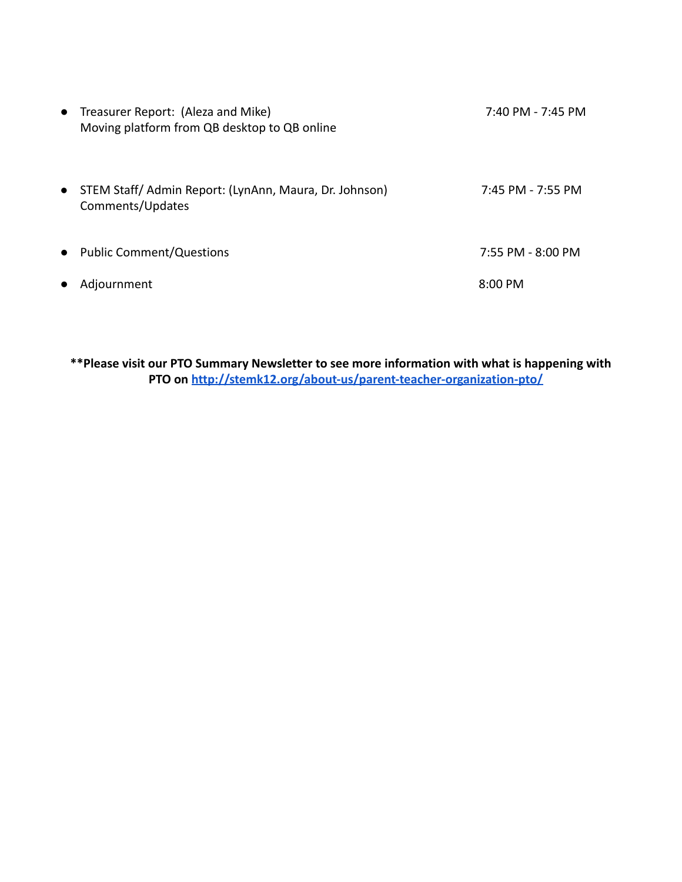- Treasurer Report: (Aleza and Mike) 7:40 PM - 7:45 PM
  Moving platform from QB desktop to QB online

- STEM Staff/ Admin Report: (LynAnn, Maura, Dr. Johnson) 7:45 PM - 7:55 PM
  Comments/Updates

- Public Comment/Questions 7:55 PM - 8:00 PM

- Adjournment 8:00 PM

**Please visit our PTO Summary Newsletter to see more information with what is happening with PTO on [http://stemk12.org/about-us/parent-teacher-organization-pto/](http://stemk12.org/about-us/parent-teacher-organization-pto/)**